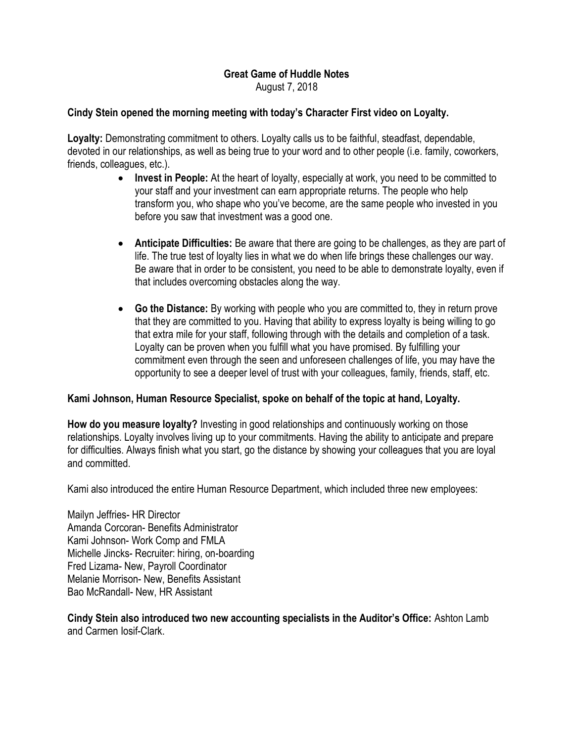# Great Game of Huddle Notes

August 7, 2018

**Cindy Stein opened the morning meeting with today's Character First video on Loyalty.**

**Loyalty:** Demonstrating commitment to others. Loyalty calls us to be faithful, steadfast, dependable, devoted in our relationships, as well as being true to your word and to other people (i.e. family, coworkers, friends, colleagues, etc.).

- **Invest in People:** At the heart of loyalty, especially at work, you need to be committed to your staff and your investment can earn appropriate returns. The people who help transform you, who shape who you've become, are the same people who invested in you before you saw that investment was a good one.

- **Anticipate Difficulties:** Be aware that there are going to be challenges, as they are part of life. The true test of loyalty lies in what we do when life brings these challenges our way. Be aware that in order to be consistent, you need to be able to demonstrate loyalty, even if that includes overcoming obstacles along the way.

- **Go the Distance:** By working with people who you are committed to, they in return prove that they are committed to you. Having that ability to express loyalty is being willing to go that extra mile for your staff, following through with the details and completion of a task. Loyalty can be proven when you fulfill what you have promised. By fulfilling your commitment even through the seen and unforeseen challenges of life, you may have the opportunity to see a deeper level of trust with your colleagues, family, friends, staff, etc.

**Kami Johnson, Human Resource Specialist, spoke on behalf of the topic at hand, Loyalty.**

**How do you measure loyalty?** Investing in good relationships and continuously working on those relationships. Loyalty involves living up to your commitments. Having the ability to anticipate and prepare for difficulties. Always finish what you start, go the distance by showing your colleagues that you are loyal and committed.

Kami also introduced the entire Human Resource Department, which included three new employees:

Mailyn Jeffries- HR Director
Amanda Corcoran- Benefits Administrator
Kami Johnson- Work Comp and FMLA
Michelle Jincks- Recruiter: hiring, on-boarding
Fred Lizama- New, Payroll Coordinator
Melanie Morrison- New, Benefits Assistant
Bao McRandall- New, HR Assistant

**Cindy Stein also introduced two new accounting specialists in the Auditor's Office:** Ashton Lamb and Carmen Iosif-Clark.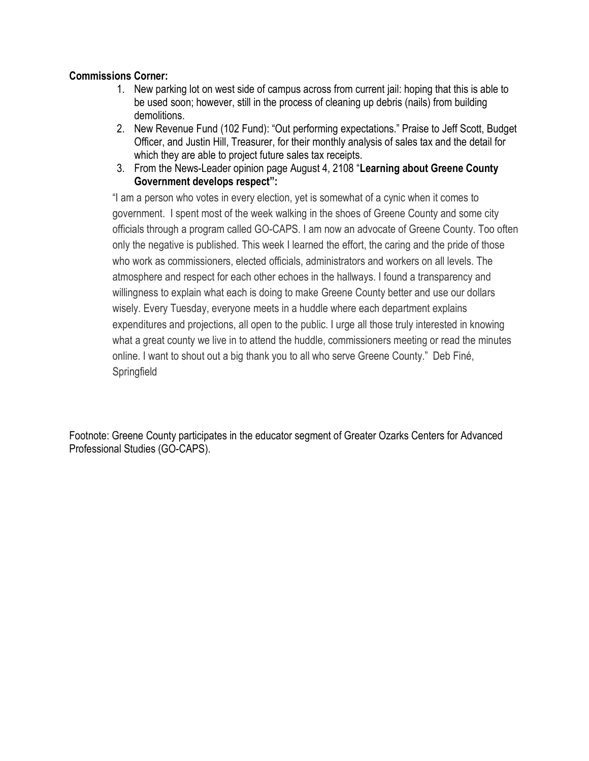**Commissions Corner:**

1. New parking lot on west side of campus across from current jail: hoping that this is able to be used soon; however, still in the process of cleaning up debris (nails) from building demolitions.
2. New Revenue Fund (102 Fund): "Out performing expectations." Praise to Jeff Scott, Budget Officer, and Justin Hill, Treasurer, for their monthly analysis of sales tax and the detail for which they are able to project future sales tax receipts.
3. From the News-Leader opinion page August 4, 2108 "**Learning about Greene County Government develops respect":**

"I am a person who votes in every election, yet is somewhat of a cynic when it comes to government. I spent most of the week walking in the shoes of Greene County and some city officials through a program called GO-CAPS. I am now an advocate of Greene County. Too often only the negative is published. This week I learned the effort, the caring and the pride of those who work as commissioners, elected officials, administrators and workers on all levels. The atmosphere and respect for each other echoes in the hallways. I found a transparency and willingness to explain what each is doing to make Greene County better and use our dollars wisely. Every Tuesday, everyone meets in a huddle where each department explains expenditures and projections, all open to the public. I urge all those truly interested in knowing what a great county we live in to attend the huddle, commissioners meeting or read the minutes online. I want to shout out a big thank you to all who serve Greene County." Deb Finé, Springfield

Footnote: Greene County participates in the educator segment of Greater Ozarks Centers for Advanced Professional Studies (GO-CAPS).